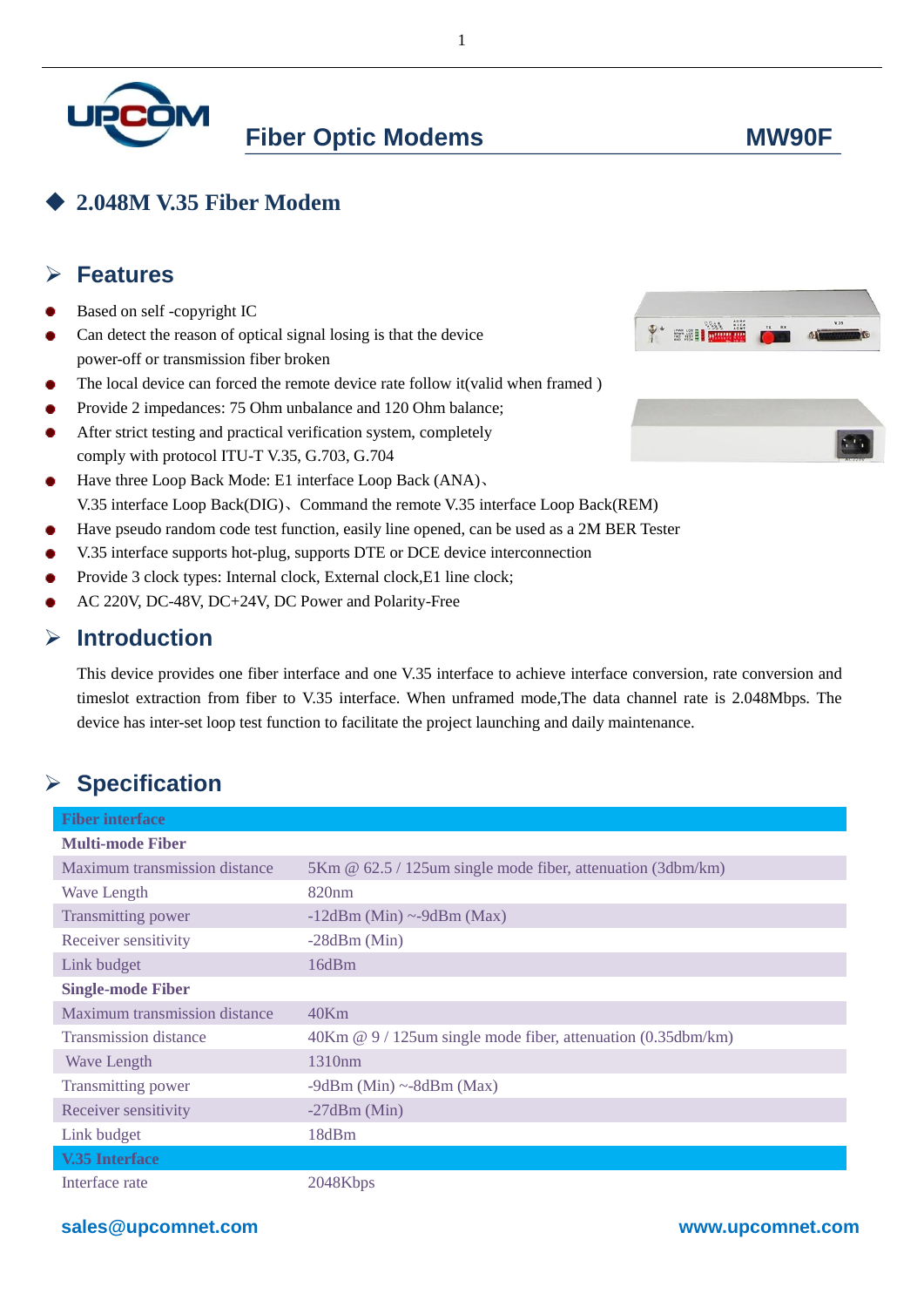# Fiber Optic Modems MW90F

## ◆ 2.048M V.35 Fiber Modem

## Features

- Based on self -copyright IC
- Can detect the reason of optical signal losing is that the device power-off or transmission fiber broken
- The local device can forced the remote device rate follow it(valid when framed )
- Provide 2 impedances: 75 Ohm unbalance and 120 Ohm balance;
- After strict testing and practical verification system, completely comply with protocol ITU-T V.35, G.703, G.704
- Have three Loop Back Mode: E1 interface Loop Back (ANA)、V.35 interface Loop Back(DIG)、Command the remote V.35 interface Loop Back(REM)
- Have pseudo random code test function, easily line opened, can be used as a 2M BER Tester
- V.35 interface supports hot-plug, supports DTE or DCE device interconnection
- Provide 3 clock types: Internal clock, External clock,E1 line clock;
- AC 220V, DC-48V, DC+24V, DC Power and Polarity-Free

## Introduction

This device provides one fiber interface and one V.35 interface to achieve interface conversion, rate conversion and timeslot extraction from fiber to V.35 interface. When unframed mode,The data channel rate is 2.048Mbps. The device has inter-set loop test function to facilitate the project launching and daily maintenance.

## Specification

| **Fiber interface** | |
|---|---|
| **Multi-mode Fiber** | |
| Maximum transmission distance | 5Km @ 62.5 / 125um single mode fiber, attenuation (3dbm/km) |
| Wave Length | 820nm |
| Transmitting power | -12dBm (Min) ~-9dBm (Max) |
| Receiver sensitivity | -28dBm (Min) |
| Link budget | 16dBm |
| **Single-mode Fiber** | |
| Maximum transmission distance | 40Km |
| Transmission distance | 40Km @ 9 / 125um single mode fiber, attenuation (0.35dbm/km) |
| Wave Length | 1310nm |
| Transmitting power | -9dBm (Min) ~-8dBm (Max) |
| Receiver sensitivity | -27dBm (Min) |
| Link budget | 18dBm |
| **V.35 Interface** | |
| Interface rate | 2048Kbps |

sales@upcomnet.com www.upcomnet.com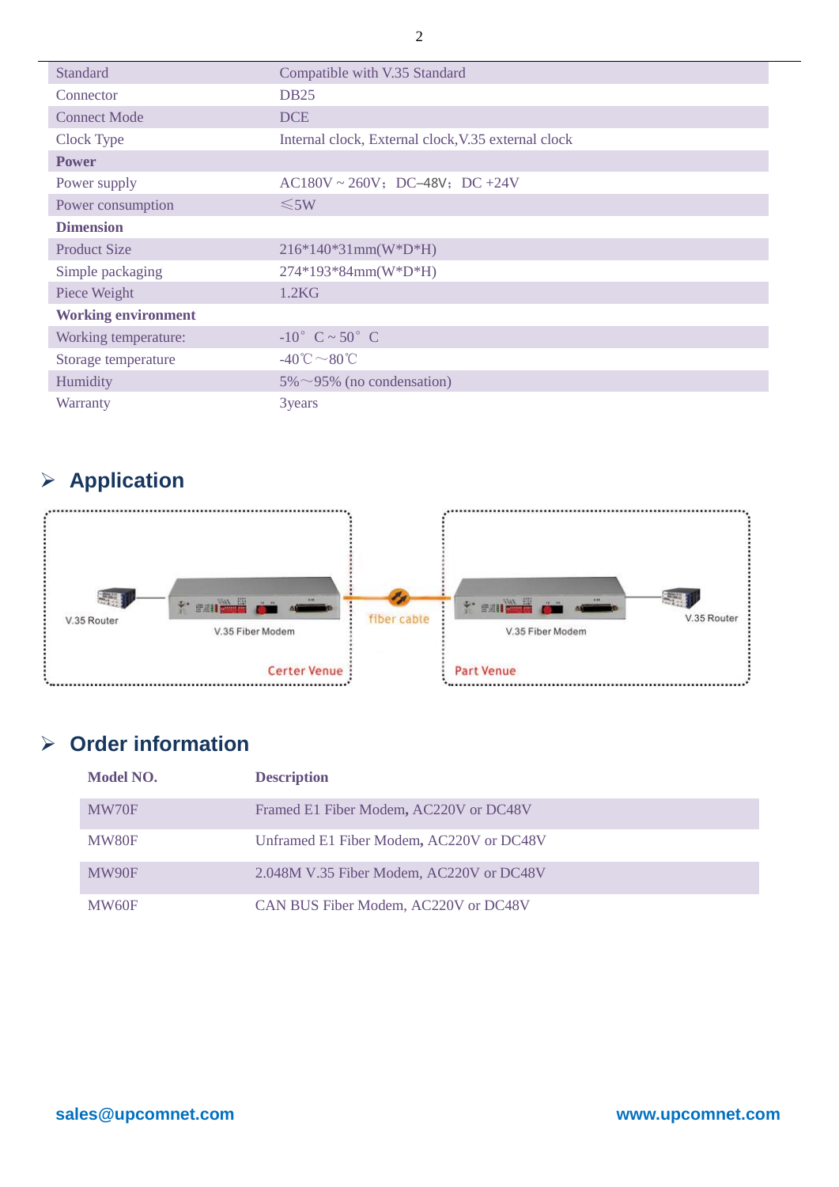| | |
|---|---|
| Standard | Compatible with V.35 Standard |
| Connector | DB25 |
| Connect Mode | DCE |
| Clock Type | Internal clock, External clock,V.35 external clock |
| **Power** | |
| Power supply | AC180V ~ 260V；DC–48V；DC +24V |
| Power consumption | ≤5W |
| **Dimension** | |
| Product Size | 216*140*31mm(W*D*H) |
| Simple packaging | 274*193*84mm(W*D*H) |
| Piece Weight | 1.2KG |
| **Working environment** | |
| Working temperature: | -10° C ~ 50° C |
| Storage temperature | -40℃～80℃ |
| Humidity | 5%～95% (no condensation) |
| Warranty | 3years |

## Application

V.35 Router

V.35 Fiber Modem

Certer Venue

fiber cable

V.35 Fiber Modem

V.35 Router

Part Venue

## Order information

| Model NO. | Description |
|---|---|
| MW70F | Framed E1 Fiber Modem, AC220V or DC48V |
| MW80F | Unframed E1 Fiber Modem, AC220V or DC48V |
| MW90F | 2.048M V.35 Fiber Modem, AC220V or DC48V |
| MW60F | CAN BUS Fiber Modem, AC220V or DC48V |

sales@upcomnet.com　　www.upcomnet.com